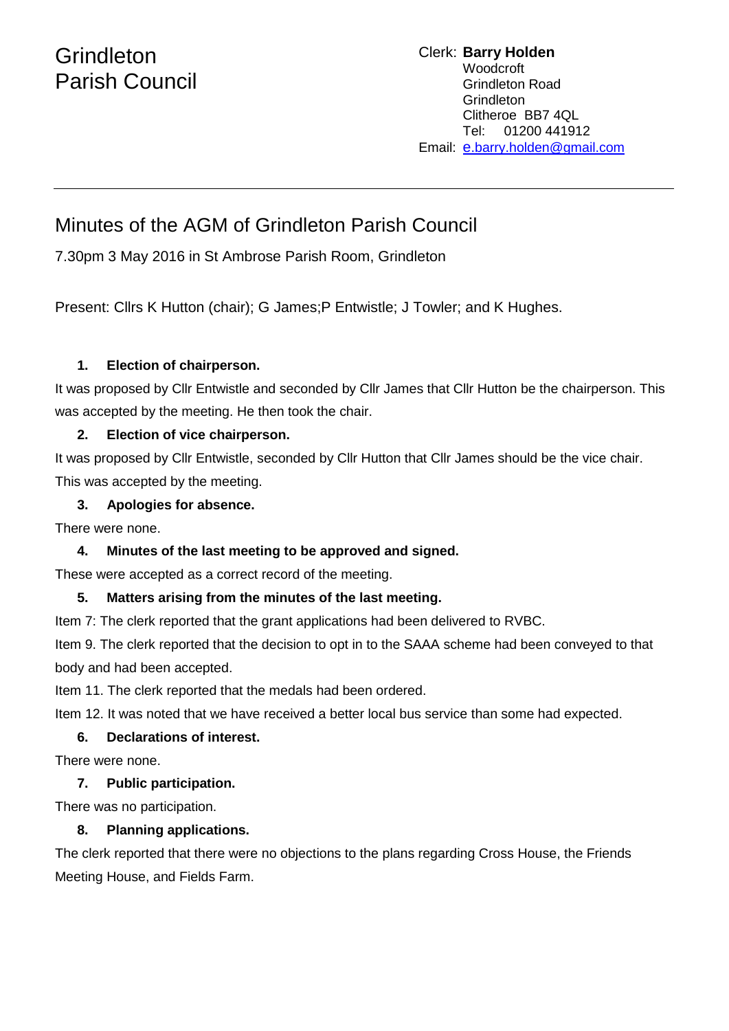Grindleton
Parish Council

Clerk: **Barry Holden**
Woodcroft
Grindleton Road
Grindleton
Clitheroe BB7 4QL
Tel: 01200 441912
Email: e.barry.holden@gmail.com

---

# Minutes of the AGM of Grindleton Parish Council

7.30pm 3 May 2016 in St Ambrose Parish Room, Grindleton

Present: Cllrs K Hutton (chair); G James;P Entwistle; J Towler; and K Hughes.

1. **Election of chairperson.**

It was proposed by Cllr Entwistle and seconded by Cllr James that Cllr Hutton be the chairperson. This was accepted by the meeting. He then took the chair.

2. **Election of vice chairperson.**

It was proposed by Cllr Entwistle, seconded by Cllr Hutton that Cllr James should be the vice chair. This was accepted by the meeting.

3. **Apologies for absence.**

There were none.

4. **Minutes of the last meeting to be approved and signed.**

These were accepted as a correct record of the meeting.

5. **Matters arising from the minutes of the last meeting.**

Item 7: The clerk reported that the grant applications had been delivered to RVBC.

Item 9. The clerk reported that the decision to opt in to the SAAA scheme had been conveyed to that body and had been accepted.

Item 11. The clerk reported that the medals had been ordered.

Item 12. It was noted that we have received a better local bus service than some had expected.

6. **Declarations of interest.**

There were none.

7. **Public participation.**

There was no participation.

8. **Planning applications.**

The clerk reported that there were no objections to the plans regarding Cross House, the Friends Meeting House, and Fields Farm.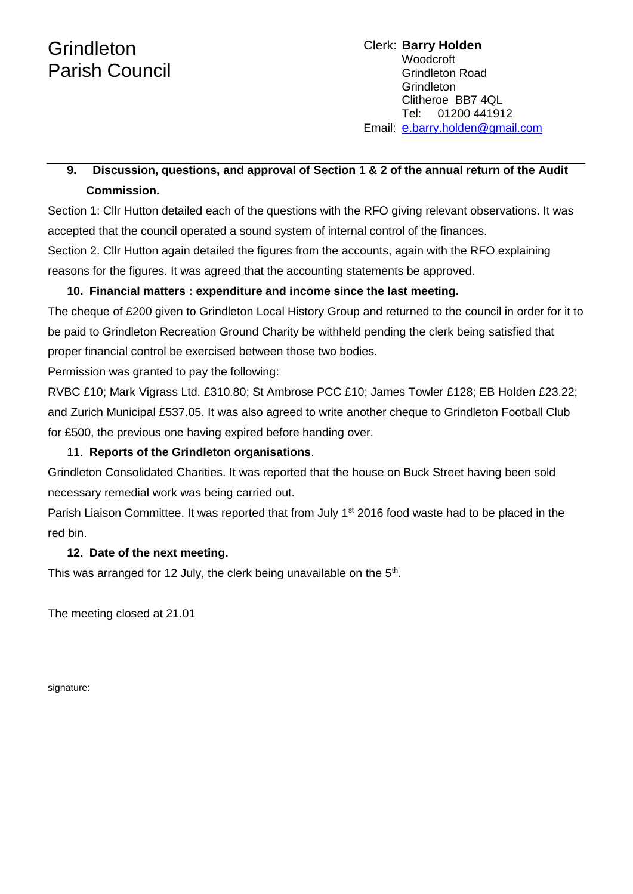# Grindleton Parish Council

Clerk: **Barry Holden**
Woodcroft
Grindleton Road
Grindleton
Clitheroe BB7 4QL
Tel: 01200 441912
Email: e.barry.holden@gmail.com

**9. Discussion, questions, and approval of Section 1 & 2 of the annual return of the Audit Commission.**

Section 1: Cllr Hutton detailed each of the questions with the RFO giving relevant observations. It was accepted that the council operated a sound system of internal control of the finances.

Section 2. Cllr Hutton again detailed the figures from the accounts, again with the RFO explaining reasons for the figures. It was agreed that the accounting statements be approved.

**10. Financial matters : expenditure and income since the last meeting.**

The cheque of £200 given to Grindleton Local History Group and returned to the council in order for it to be paid to Grindleton Recreation Ground Charity be withheld pending the clerk being satisfied that proper financial control be exercised between those two bodies.

Permission was granted to pay the following:

RVBC £10; Mark Vigrass Ltd. £310.80; St Ambrose PCC £10; James Towler £128; EB Holden £23.22; and Zurich Municipal £537.05. It was also agreed to write another cheque to Grindleton Football Club for £500, the previous one having expired before handing over.

11. **Reports of the Grindleton organisations**.

Grindleton Consolidated Charities. It was reported that the house on Buck Street having been sold necessary remedial work was being carried out.

Parish Liaison Committee. It was reported that from July 1st 2016 food waste had to be placed in the red bin.

**12. Date of the next meeting.**

This was arranged for 12 July, the clerk being unavailable on the 5th.

The meeting closed at 21.01

signature: